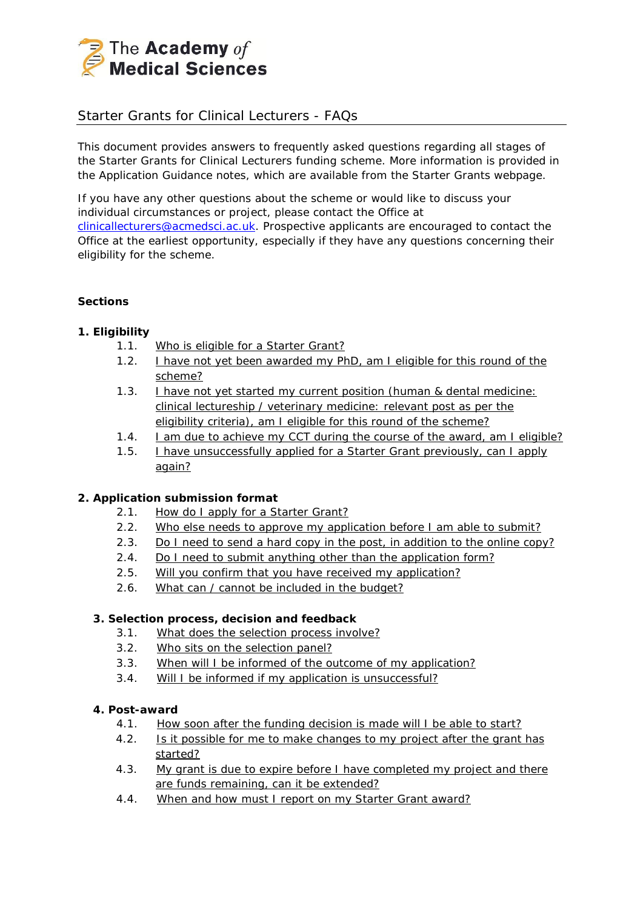The Academy *of* Medical Sciences

# Starter Grants for Clinical Lecturers - FAQs

This document provides answers to frequently asked questions regarding all stages of the Starter Grants for Clinical Lecturers funding scheme. More information is provided in the Application Guidance notes, which are available from the Starter Grants webpage.

If you have any other questions about the scheme or would like to discuss your individual circumstances or project, please contact the Office at clinicallecturers@acmedsci.ac.uk. Prospective applicants are encouraged to contact the Office at the earliest opportunity, especially if they have any questions concerning their eligibility for the scheme.

**Sections**

**1. Eligibility**

- 1.1. Who is eligible for a Starter Grant?
- 1.2. I have not yet been awarded my PhD, am I eligible for this round of the scheme?
- 1.3. I have not yet started my current position (human & dental medicine: clinical lectureship / veterinary medicine: relevant post as per the eligibility criteria), am I eligible for this round of the scheme?
- 1.4. I am due to achieve my CCT during the course of the award, am I eligible?
- 1.5. I have unsuccessfully applied for a Starter Grant previously, can I apply again?

**2. Application submission format**

- 2.1. How do I apply for a Starter Grant?
- 2.2. Who else needs to approve my application before I am able to submit?
- 2.3. Do I need to send a hard copy in the post, in addition to the online copy?
- 2.4. Do I need to submit anything other than the application form?
- 2.5. Will you confirm that you have received my application?
- 2.6. What can / cannot be included in the budget?

**3. Selection process, decision and feedback**

- 3.1. What does the selection process involve?
- 3.2. Who sits on the selection panel?
- 3.3. When will I be informed of the outcome of my application?
- 3.4. Will I be informed if my application is unsuccessful?

**4. Post-award**

- 4.1. How soon after the funding decision is made will I be able to start?
- 4.2. Is it possible for me to make changes to my project after the grant has started?
- 4.3. My grant is due to expire before I have completed my project and there are funds remaining, can it be extended?
- 4.4. When and how must I report on my Starter Grant award?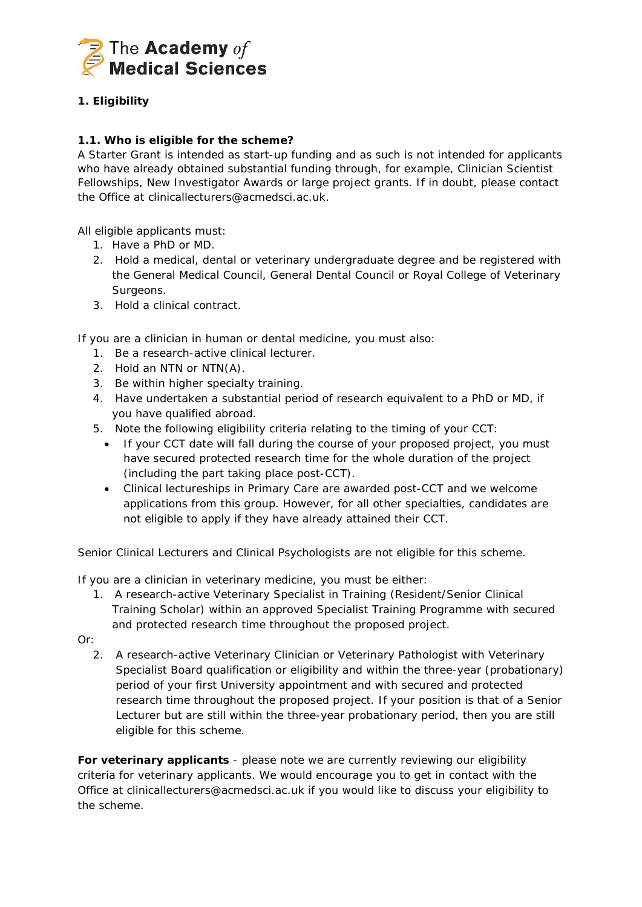## 1. Eligibility

### 1.1. Who is eligible for the scheme?

A Starter Grant is intended as start-up funding and as such is not intended for applicants who have already obtained substantial funding through, for example, Clinician Scientist Fellowships, New Investigator Awards or large project grants. If in doubt, please contact the Office at clinicallecturers@acmedsci.ac.uk.

All eligible applicants must:

1. Have a PhD or MD.
2. Hold a medical, dental or veterinary undergraduate degree and be registered with the General Medical Council, General Dental Council or Royal College of Veterinary Surgeons.
3. Hold a clinical contract.

If you are a clinician in human or dental medicine, you must also:

1. Be a research-active clinical lecturer.
2. Hold an NTN or NTN(A).
3. Be within higher specialty training.
4. Have undertaken a substantial period of research equivalent to a PhD or MD, if you have qualified abroad.
5. Note the following eligibility criteria relating to the timing of your CCT:
   - If your CCT date will fall during the course of your proposed project, you must have secured protected research time for the whole duration of the project (including the part taking place post-CCT).
   - Clinical lectureships in Primary Care are awarded post-CCT and we welcome applications from this group. However, for all other specialties, candidates are not eligible to apply if they have already attained their CCT.

Senior Clinical Lecturers and Clinical Psychologists are not eligible for this scheme.

If you are a clinician in veterinary medicine, you must be either:

1. A research-active Veterinary Specialist in Training (Resident/Senior Clinical Training Scholar) within an approved Specialist Training Programme with secured and protected research time throughout the proposed project.

Or:

2. A research-active Veterinary Clinician or Veterinary Pathologist with Veterinary Specialist Board qualification or eligibility and within the three-year (probationary) period of your first University appointment and with secured and protected research time throughout the proposed project. If your position is that of a Senior Lecturer but are still within the three-year probationary period, then you are still eligible for this scheme.

**For veterinary applicants** - please note we are currently reviewing our eligibility criteria for veterinary applicants. We would encourage you to get in contact with the Office at clinicallecturers@acmedsci.ac.uk if you would like to discuss your eligibility to the scheme.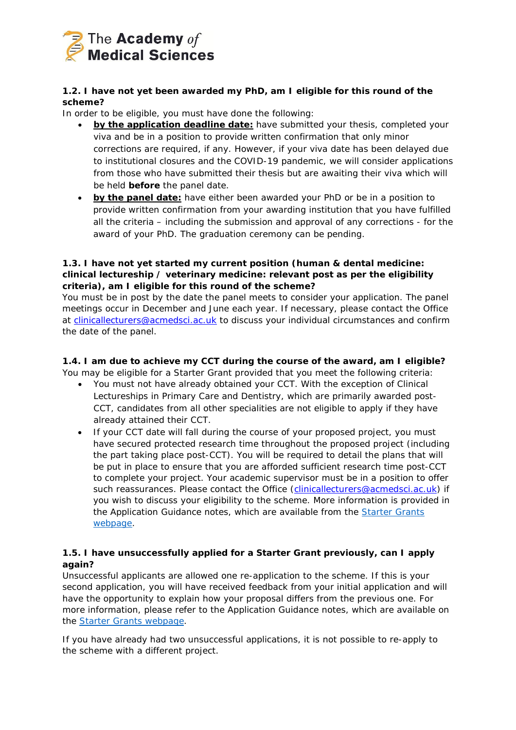### 1.2. I have not yet been awarded my PhD, am I eligible for this round of the scheme?

In order to be eligible, you must have done the following:

- **by the application deadline date:** have submitted your thesis, completed your viva and be in a position to provide written confirmation that only minor corrections are required, if any. However, if your viva date has been delayed due to institutional closures and the COVID-19 pandemic, we will consider applications from those who have submitted their thesis but are awaiting their viva which will be held **before** the panel date.
- **by the panel date:** have either been awarded your PhD or be in a position to provide written confirmation from your awarding institution that you have fulfilled all the criteria – including the submission and approval of any corrections - for the award of your PhD. The graduation ceremony can be pending.

### 1.3. I have not yet started my current position (human & dental medicine: clinical lectureship / veterinary medicine: relevant post as per the eligibility criteria), am I eligible for this round of the scheme?

You must be in post by the date the panel meets to consider your application. The panel meetings occur in December and June each year. If necessary, please contact the Office at clinicallecturers@acmedsci.ac.uk to discuss your individual circumstances and confirm the date of the panel.

### 1.4. I am due to achieve my CCT during the course of the award, am I eligible?

You may be eligible for a Starter Grant provided that you meet the following criteria:

- You must not have already obtained your CCT. With the exception of Clinical Lectureships in Primary Care and Dentistry, which are primarily awarded post-CCT, candidates from all other specialities are not eligible to apply if they have already attained their CCT.
- If your CCT date will fall during the course of your proposed project, you must have secured protected research time throughout the proposed project (including the part taking place post-CCT). You will be required to detail the plans that will be put in place to ensure that you are afforded sufficient research time post-CCT to complete your project. Your academic supervisor must be in a position to offer such reassurances. Please contact the Office (clinicallecturers@acmedsci.ac.uk) if you wish to discuss your eligibility to the scheme. More information is provided in the Application Guidance notes, which are available from the Starter Grants webpage.

### 1.5. I have unsuccessfully applied for a Starter Grant previously, can I apply again?

Unsuccessful applicants are allowed one re-application to the scheme. If this is your second application, you will have received feedback from your initial application and will have the opportunity to explain how your proposal differs from the previous one. For more information, please refer to the Application Guidance notes, which are available on the Starter Grants webpage.

If you have already had two unsuccessful applications, it is not possible to re-apply to the scheme with a different project.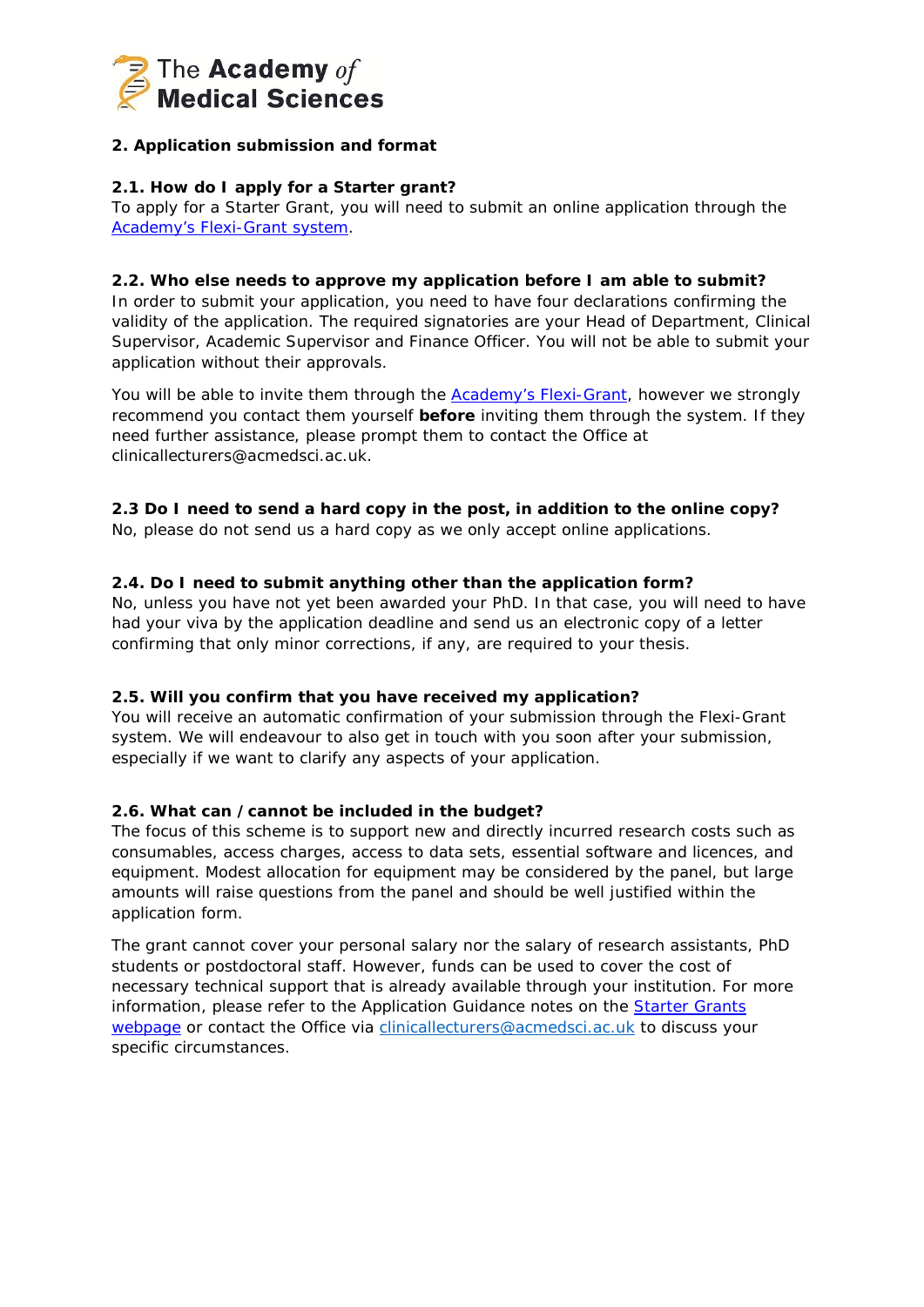## 2. Application submission and format

### 2.1. How do I apply for a Starter grant?

To apply for a Starter Grant, you will need to submit an online application through the [Academy's Flexi-Grant system](#).

### 2.2. Who else needs to approve my application before I am able to submit?

In order to submit your application, you need to have four declarations confirming the validity of the application. The required signatories are your Head of Department, Clinical Supervisor, Academic Supervisor and Finance Officer. You will not be able to submit your application without their approvals.

You will be able to invite them through the [Academy's Flexi-Grant](#), however we strongly recommend you contact them yourself **before** inviting them through the system. If they need further assistance, please prompt them to contact the Office at clinicallecturers@acmedsci.ac.uk.

### 2.3 Do I need to send a hard copy in the post, in addition to the online copy?

No, please do not send us a hard copy as we only accept online applications.

### 2.4. Do I need to submit anything other than the application form?

No, unless you have not yet been awarded your PhD. In that case, you will need to have had your viva by the application deadline and send us an electronic copy of a letter confirming that only minor corrections, if any, are required to your thesis.

### 2.5. Will you confirm that you have received my application?

You will receive an automatic confirmation of your submission through the Flexi-Grant system. We will endeavour to also get in touch with you soon after your submission, especially if we want to clarify any aspects of your application.

### 2.6. What can / cannot be included in the budget?

The focus of this scheme is to support new and directly incurred research costs such as consumables, access charges, access to data sets, essential software and licences, and equipment. Modest allocation for equipment may be considered by the panel, but large amounts will raise questions from the panel and should be well justified within the application form.

The grant cannot cover your personal salary nor the salary of research assistants, PhD students or postdoctoral staff. However, funds can be used to cover the cost of necessary technical support that is already available through your institution. For more information, please refer to the Application Guidance notes on the [Starter Grants webpage](#) or contact the Office via [clinicallecturers@acmedsci.ac.uk](mailto:clinicallecturers@acmedsci.ac.uk) to discuss your specific circumstances.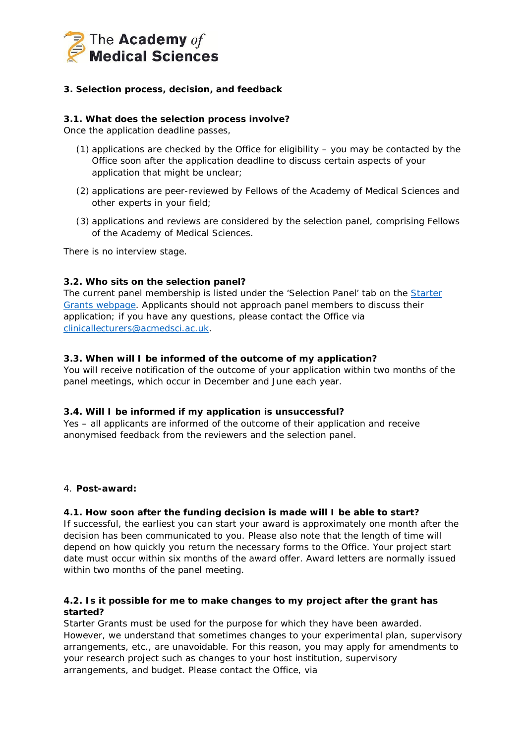## 3. Selection process, decision, and feedback

### 3.1. What does the selection process involve?

Once the application deadline passes,

(1) applications are checked by the Office for eligibility – you may be contacted by the Office soon after the application deadline to discuss certain aspects of your application that might be unclear;

(2) applications are peer-reviewed by Fellows of the Academy of Medical Sciences and other experts in your field;

(3) applications and reviews are considered by the selection panel, comprising Fellows of the Academy of Medical Sciences.

There is no interview stage.

### 3.2. Who sits on the selection panel?

The current panel membership is listed under the 'Selection Panel' tab on the Starter Grants webpage. Applicants should not approach panel members to discuss their application; if you have any questions, please contact the Office via clinicallecturers@acmedsci.ac.uk.

### 3.3. When will I be informed of the outcome of my application?

You will receive notification of the outcome of your application within two months of the panel meetings, which occur in December and June each year.

### 3.4. Will I be informed if my application is unsuccessful?

Yes – all applicants are informed of the outcome of their application and receive anonymised feedback from the reviewers and the selection panel.

## 4. Post-award:

### 4.1. How soon after the funding decision is made will I be able to start?

If successful, the earliest you can start your award is approximately one month after the decision has been communicated to you. Please also note that the length of time will depend on how quickly you return the necessary forms to the Office. Your project start date must occur within six months of the award offer. Award letters are normally issued within two months of the panel meeting.

### 4.2. Is it possible for me to make changes to my project after the grant has started?

Starter Grants must be used for the purpose for which they have been awarded. However, we understand that sometimes changes to your experimental plan, supervisory arrangements, etc., are unavoidable. For this reason, you may apply for amendments to your research project such as changes to your host institution, supervisory arrangements, and budget. Please contact the Office, via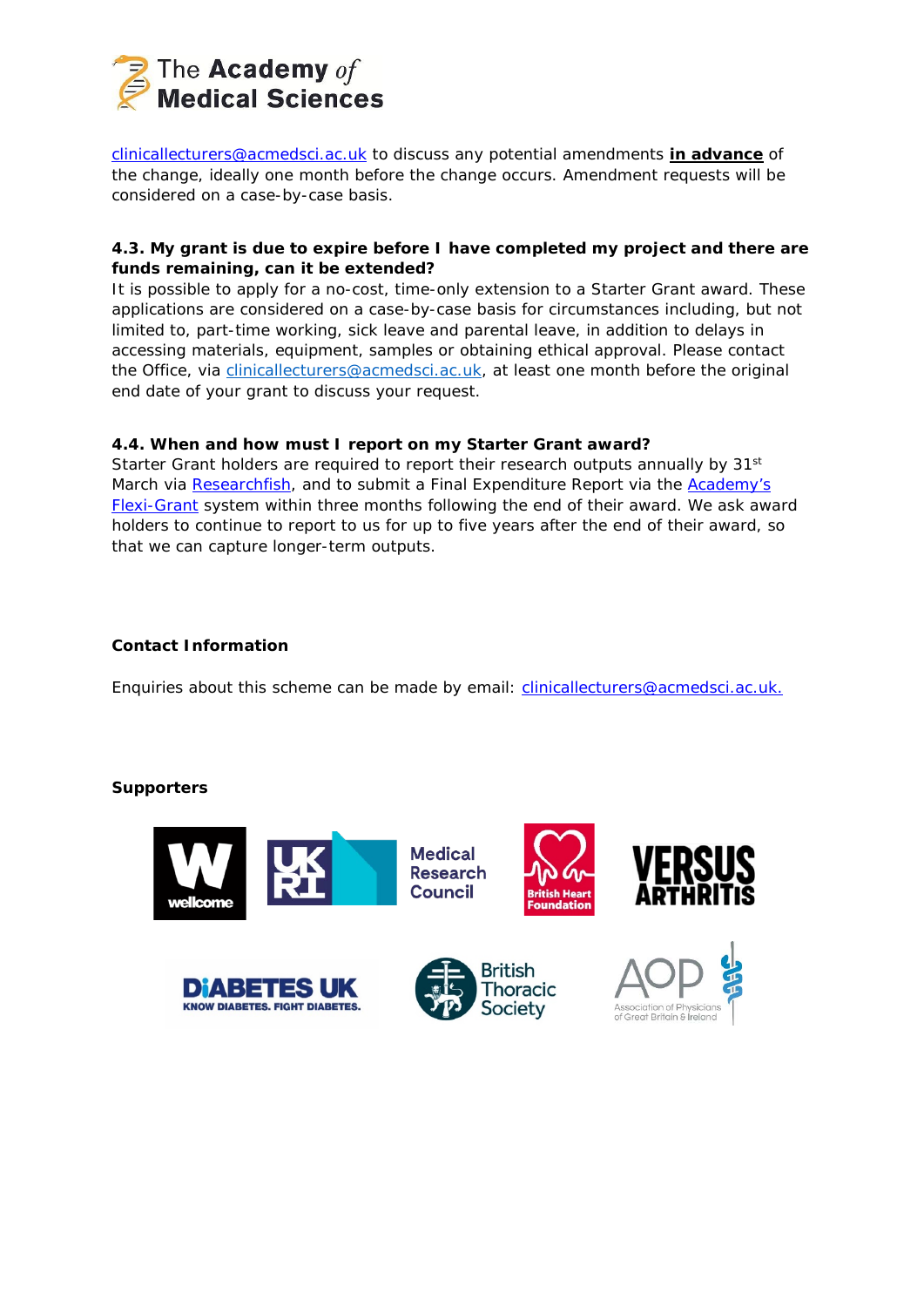clinicallecturers@acmedsci.ac.uk to discuss any potential amendments **in advance** of the change, ideally one month before the change occurs. Amendment requests will be considered on a case-by-case basis.

### 4.3. My grant is due to expire before I have completed my project and there are funds remaining, can it be extended?

It is possible to apply for a no-cost, time-only extension to a Starter Grant award. These applications are considered on a case-by-case basis for circumstances including, but not limited to, part-time working, sick leave and parental leave, in addition to delays in accessing materials, equipment, samples or obtaining ethical approval. Please contact the Office, via clinicallecturers@acmedsci.ac.uk, at least one month before the original end date of your grant to discuss your request.

### 4.4. When and how must I report on my Starter Grant award?

Starter Grant holders are required to report their research outputs annually by 31st March via Researchfish, and to submit a Final Expenditure Report via the Academy's Flexi-Grant system within three months following the end of their award. We ask award holders to continue to report to us for up to five years after the end of their award, so that we can capture longer-term outputs.

### Contact Information

Enquiries about this scheme can be made by email: clinicallecturers@acmedsci.ac.uk.

### Supporters